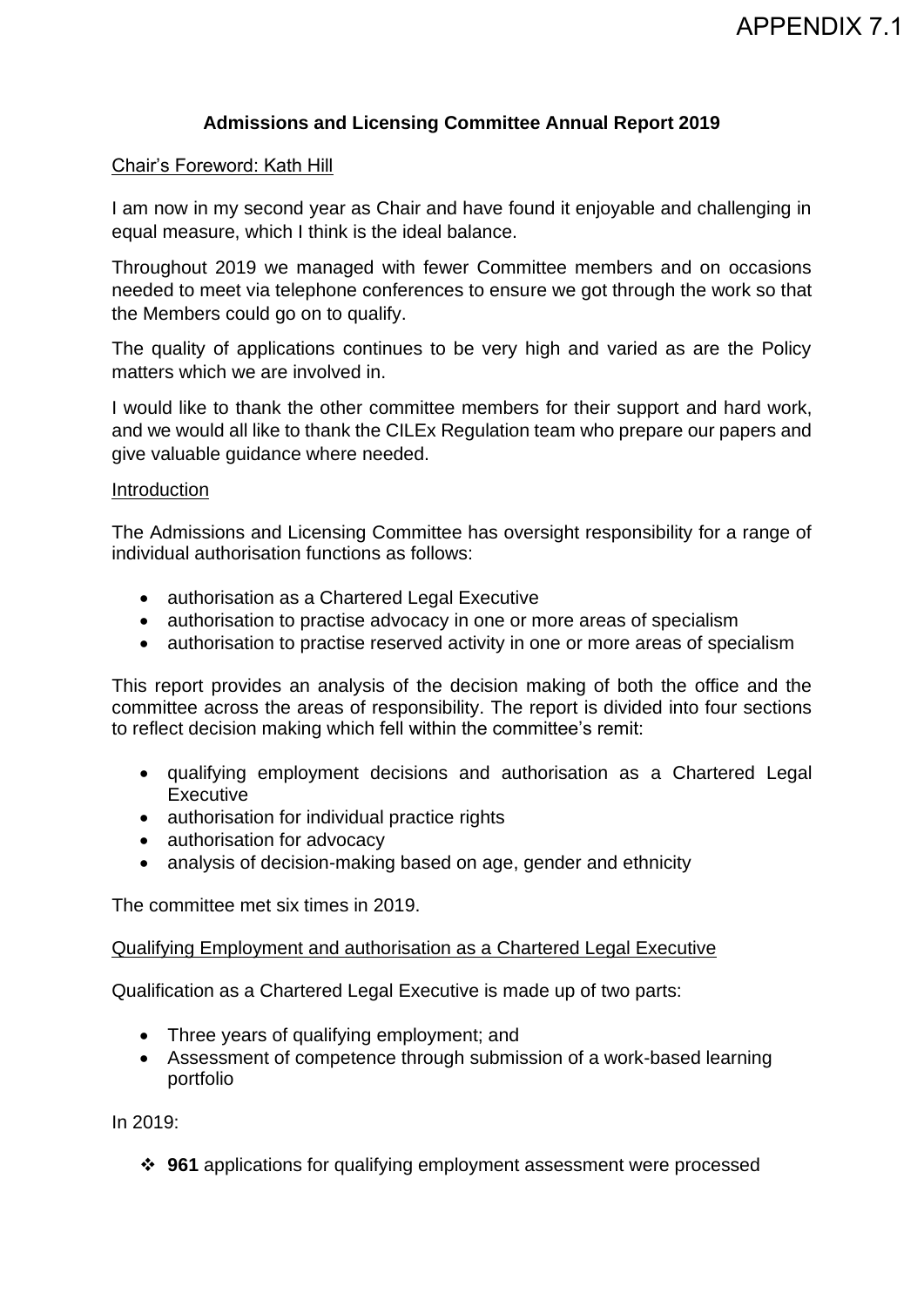APPENDIX 7.1

# Admissions and Licensing Committee Annual Report 2019

## Chair's Foreword: Kath Hill

I am now in my second year as Chair and have found it enjoyable and challenging in equal measure, which I think is the ideal balance.

Throughout 2019 we managed with fewer Committee members and on occasions needed to meet via telephone conferences to ensure we got through the work so that the Members could go on to qualify.

The quality of applications continues to be very high and varied as are the Policy matters which we are involved in.

I would like to thank the other committee members for their support and hard work, and we would all like to thank the CILEx Regulation team who prepare our papers and give valuable guidance where needed.

## Introduction

The Admissions and Licensing Committee has oversight responsibility for a range of individual authorisation functions as follows:

- authorisation as a Chartered Legal Executive
- authorisation to practise advocacy in one or more areas of specialism
- authorisation to practise reserved activity in one or more areas of specialism

This report provides an analysis of the decision making of both the office and the committee across the areas of responsibility. The report is divided into four sections to reflect decision making which fell within the committee's remit:

- qualifying employment decisions and authorisation as a Chartered Legal Executive
- authorisation for individual practice rights
- authorisation for advocacy
- analysis of decision-making based on age, gender and ethnicity

The committee met six times in 2019.

## Qualifying Employment and authorisation as a Chartered Legal Executive

Qualification as a Chartered Legal Executive is made up of two parts:

- Three years of qualifying employment; and
- Assessment of competence through submission of a work-based learning portfolio

In 2019:

- **961** applications for qualifying employment assessment were processed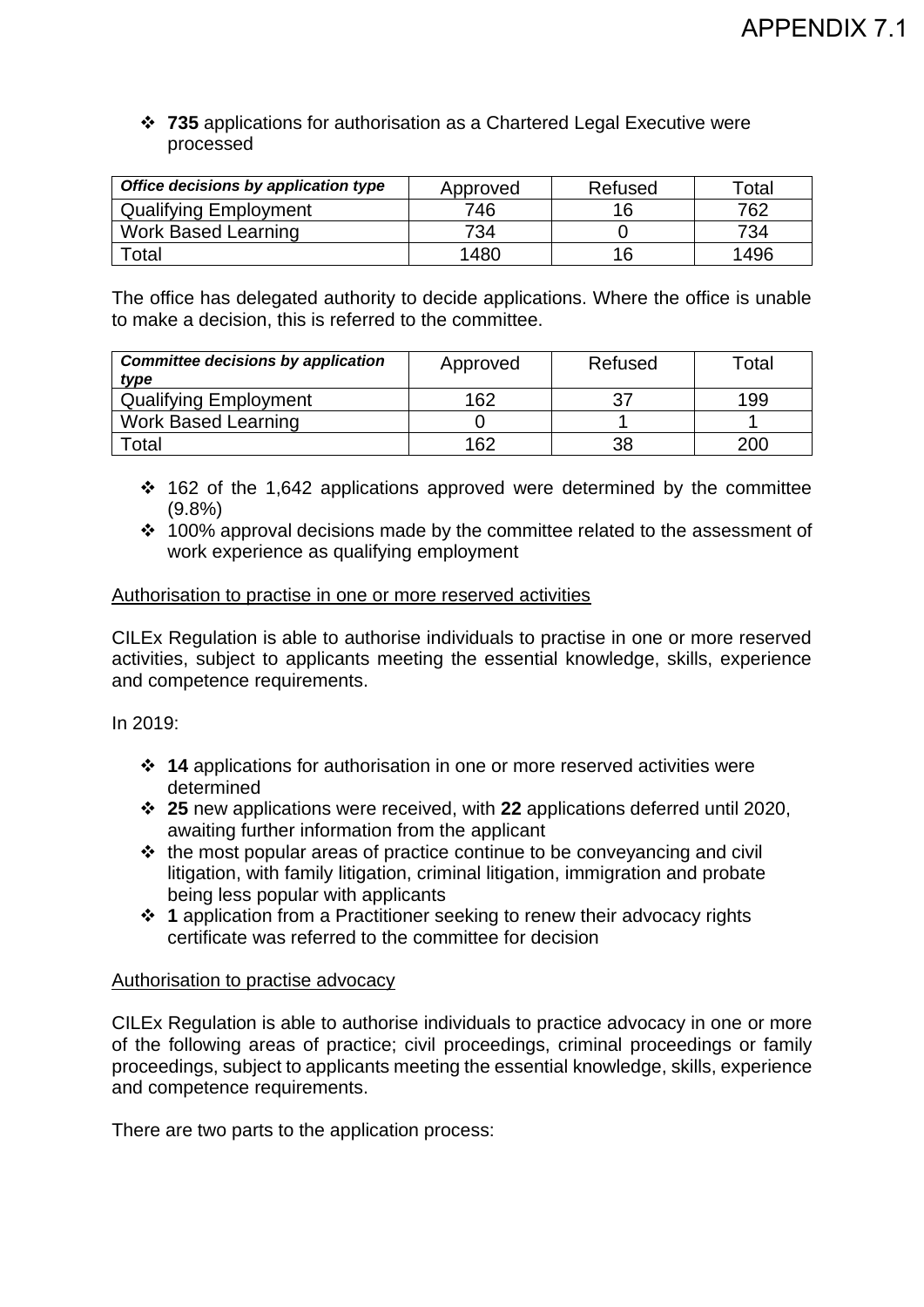- **735** applications for authorisation as a Chartered Legal Executive were processed

| ***Office decisions by application type*** | Approved | Refused | Total |
|---|---|---|---|
| Qualifying Employment | 746 | 16 | 762 |
| Work Based Learning | 734 | 0 | 734 |
| Total | 1480 | 16 | 1496 |

The office has delegated authority to decide applications. Where the office is unable to make a decision, this is referred to the committee.

| ***Committee decisions by application type*** | Approved | Refused | Total |
|---|---|---|---|
| Qualifying Employment | 162 | 37 | 199 |
| Work Based Learning | 0 | 1 | 1 |
| Total | 162 | 38 | 200 |

- 162 of the 1,642 applications approved were determined by the committee (9.8%)
- 100% approval decisions made by the committee related to the assessment of work experience as qualifying employment

Authorisation to practise in one or more reserved activities

CILEx Regulation is able to authorise individuals to practise in one or more reserved activities, subject to applicants meeting the essential knowledge, skills, experience and competence requirements.

In 2019:

- **14** applications for authorisation in one or more reserved activities were determined
- **25** new applications were received, with **22** applications deferred until 2020, awaiting further information from the applicant
- the most popular areas of practice continue to be conveyancing and civil litigation, with family litigation, criminal litigation, immigration and probate being less popular with applicants
- **1** application from a Practitioner seeking to renew their advocacy rights certificate was referred to the committee for decision

Authorisation to practise advocacy

CILEx Regulation is able to authorise individuals to practice advocacy in one or more of the following areas of practice; civil proceedings, criminal proceedings or family proceedings, subject to applicants meeting the essential knowledge, skills, experience and competence requirements.

There are two parts to the application process: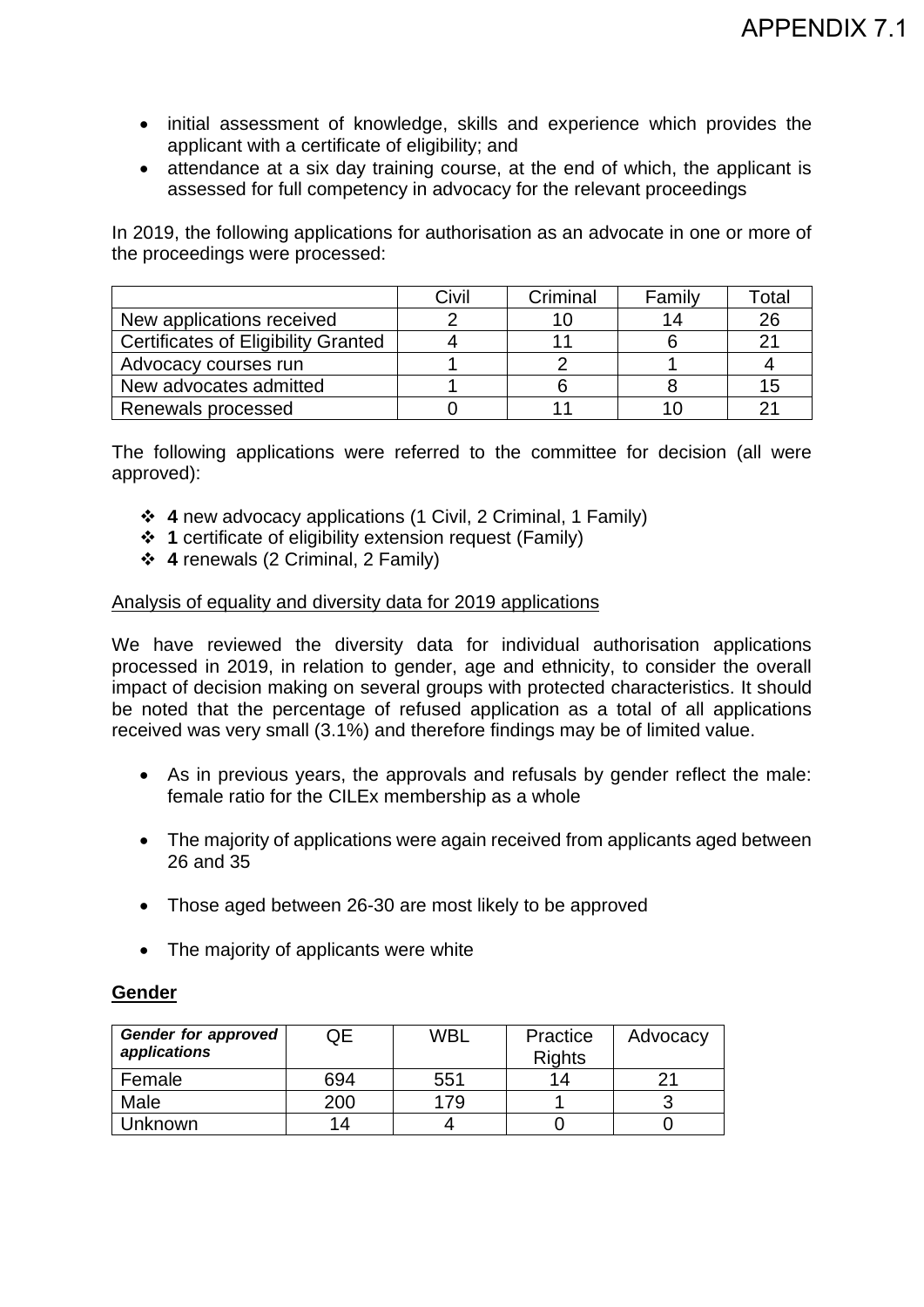- initial assessment of knowledge, skills and experience which provides the applicant with a certificate of eligibility; and
- attendance at a six day training course, at the end of which, the applicant is assessed for full competency in advocacy for the relevant proceedings

In 2019, the following applications for authorisation as an advocate in one or more of the proceedings were processed:

| | Civil | Criminal | Family | Total |
|---|---|---|---|---|
| New applications received | 2 | 10 | 14 | 26 |
| Certificates of Eligibility Granted | 4 | 11 | 6 | 21 |
| Advocacy courses run | 1 | 2 | 1 | 4 |
| New advocates admitted | 1 | 6 | 8 | 15 |
| Renewals processed | 0 | 11 | 10 | 21 |

The following applications were referred to the committee for decision (all were approved):

- **4** new advocacy applications (1 Civil, 2 Criminal, 1 Family)
- **1** certificate of eligibility extension request (Family)
- **4** renewals (2 Criminal, 2 Family)

Analysis of equality and diversity data for 2019 applications

We have reviewed the diversity data for individual authorisation applications processed in 2019, in relation to gender, age and ethnicity, to consider the overall impact of decision making on several groups with protected characteristics. It should be noted that the percentage of refused application as a total of all applications received was very small (3.1%) and therefore findings may be of limited value.

- As in previous years, the approvals and refusals by gender reflect the male: female ratio for the CILEx membership as a whole
- The majority of applications were again received from applicants aged between 26 and 35
- Those aged between 26-30 are most likely to be approved
- The majority of applicants were white

**Gender**

| ***Gender for approved applications*** | QE | WBL | Practice Rights | Advocacy |
|---|---|---|---|---|
| Female | 694 | 551 | 14 | 21 |
| Male | 200 | 179 | 1 | 3 |
| Unknown | 14 | 4 | 0 | 0 |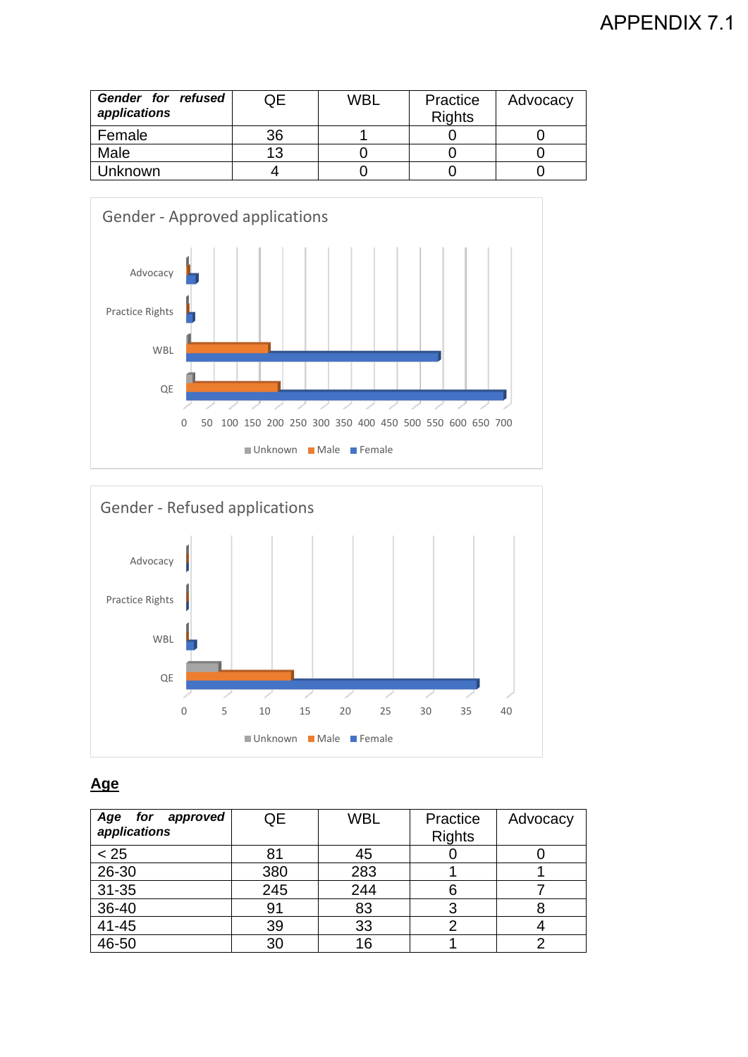| ***Gender for refused applications*** | QE | WBL | Practice Rights | Advocacy |
|---|---|---|---|---|
| Female | 36 | 1 | 0 | 0 |
| Male | 13 | 0 | 0 | 0 |
| Unknown | 4 | 0 | 0 | 0 |

Gender - Approved applications

Gender - Refused applications

## Age

| ***Age for approved applications*** | QE | WBL | Practice Rights | Advocacy |
|---|---|---|---|---|
| < 25 | 81 | 45 | 0 | 0 |
| 26-30 | 380 | 283 | 1 | 1 |
| 31-35 | 245 | 244 | 6 | 7 |
| 36-40 | 91 | 83 | 3 | 8 |
| 41-45 | 39 | 33 | 2 | 4 |
| 46-50 | 30 | 16 | 1 | 2 |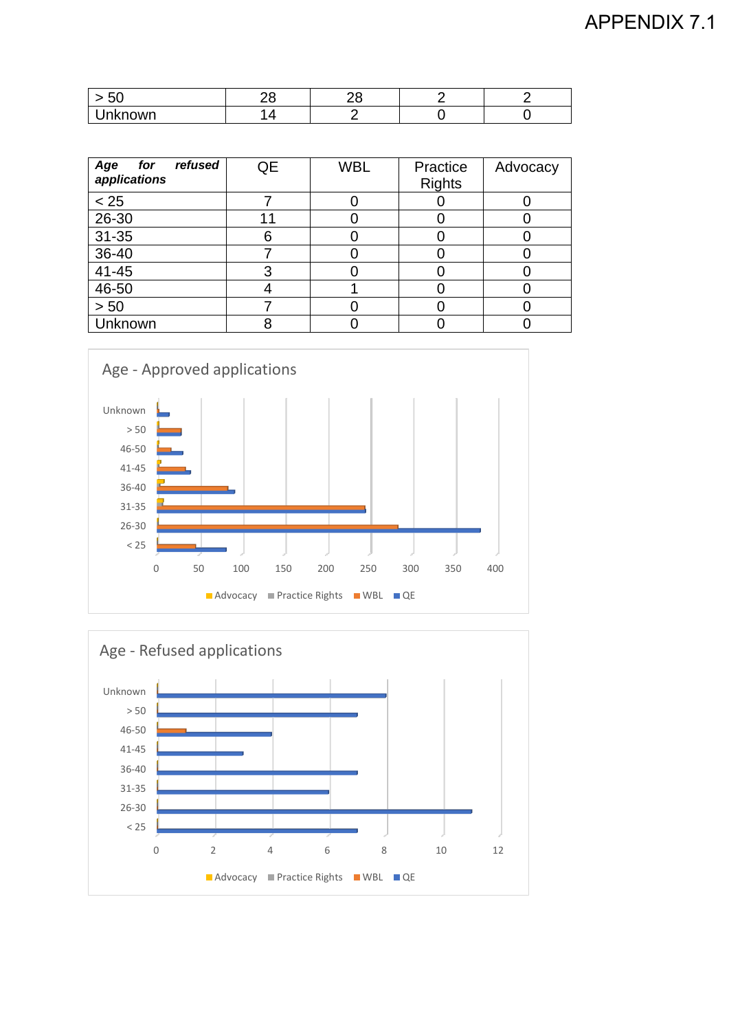| > 50 | 28 | 28 | 2 | 2 |
|---|---|---|---|---|
| Unknown | 14 | 2 | 0 | 0 |

| ***Age for refused applications*** | QE | WBL | Practice Rights | Advocacy |
|---|---|---|---|---|
| < 25 | 7 | 0 | 0 | 0 |
| 26-30 | 11 | 0 | 0 | 0 |
| 31-35 | 6 | 0 | 0 | 0 |
| 36-40 | 7 | 0 | 0 | 0 |
| 41-45 | 3 | 0 | 0 | 0 |
| 46-50 | 4 | 1 | 0 | 0 |
| > 50 | 7 | 0 | 0 | 0 |
| Unknown | 8 | 0 | 0 | 0 |

Age - Approved applications

Age - Refused applications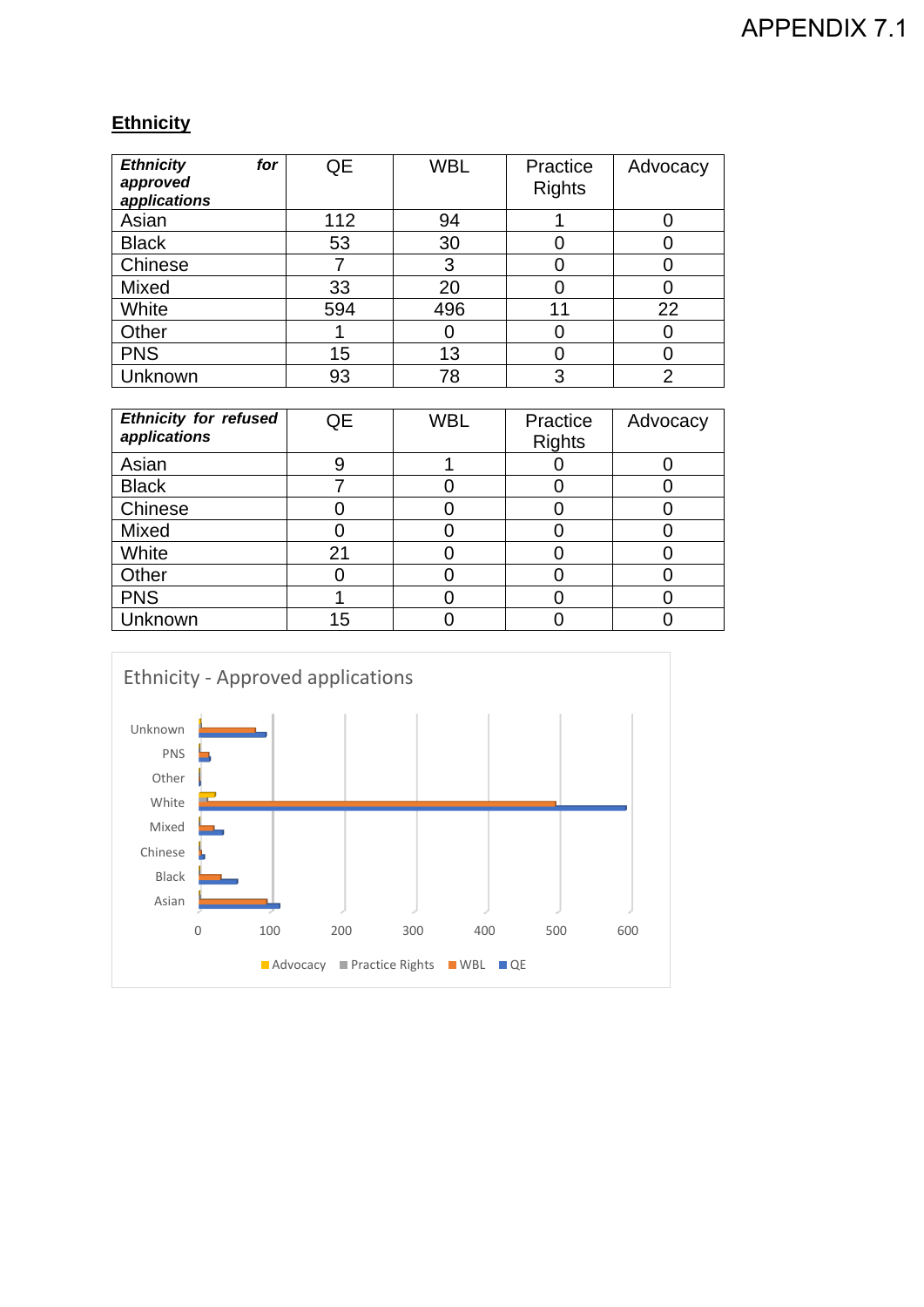APPENDIX 7.1

## Ethnicity

| *Ethnicity for approved applications* | QE | WBL | Practice Rights | Advocacy |
|---|---|---|---|---|
| Asian | 112 | 94 | 1 | 0 |
| Black | 53 | 30 | 0 | 0 |
| Chinese | 7 | 3 | 0 | 0 |
| Mixed | 33 | 20 | 0 | 0 |
| White | 594 | 496 | 11 | 22 |
| Other | 1 | 0 | 0 | 0 |
| PNS | 15 | 13 | 0 | 0 |
| Unknown | 93 | 78 | 3 | 2 |

| *Ethnicity for refused applications* | QE | WBL | Practice Rights | Advocacy |
|---|---|---|---|---|
| Asian | 9 | 1 | 0 | 0 |
| Black | 7 | 0 | 0 | 0 |
| Chinese | 0 | 0 | 0 | 0 |
| Mixed | 0 | 0 | 0 | 0 |
| White | 21 | 0 | 0 | 0 |
| Other | 0 | 0 | 0 | 0 |
| PNS | 1 | 0 | 0 | 0 |
| Unknown | 15 | 0 | 0 | 0 |

Ethnicity - Approved applications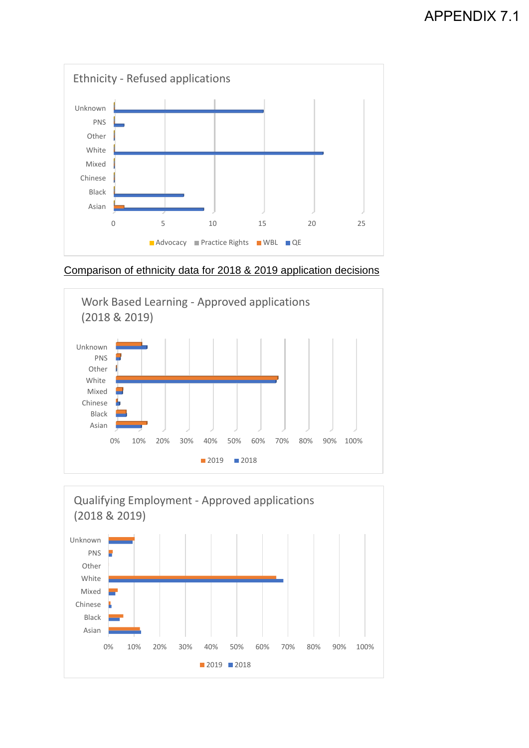APPENDIX 7.1

**Ethnicity - Refused applications**

Categories: Unknown, PNS, Other, White, Mixed, Chinese, Black, Asian

Axis: 0, 5, 10, 15, 20, 25

Legend: Advocacy, Practice Rights, WBL, QE

Comparison of ethnicity data for 2018 & 2019 application decisions

**Work Based Learning - Approved applications (2018 & 2019)**

Categories: Unknown, PNS, Other, White, Mixed, Chinese, Black, Asian

Axis: 0%, 10%, 20%, 30%, 40%, 50%, 60%, 70%, 80%, 90%, 100%

Legend: 2019, 2018

**Qualifying Employment - Approved applications (2018 & 2019)**

Categories: Unknown, PNS, Other, White, Mixed, Chinese, Black, Asian

Axis: 0%, 10%, 20%, 30%, 40%, 50%, 60%, 70%, 80%, 90%, 100%

Legend: 2019, 2018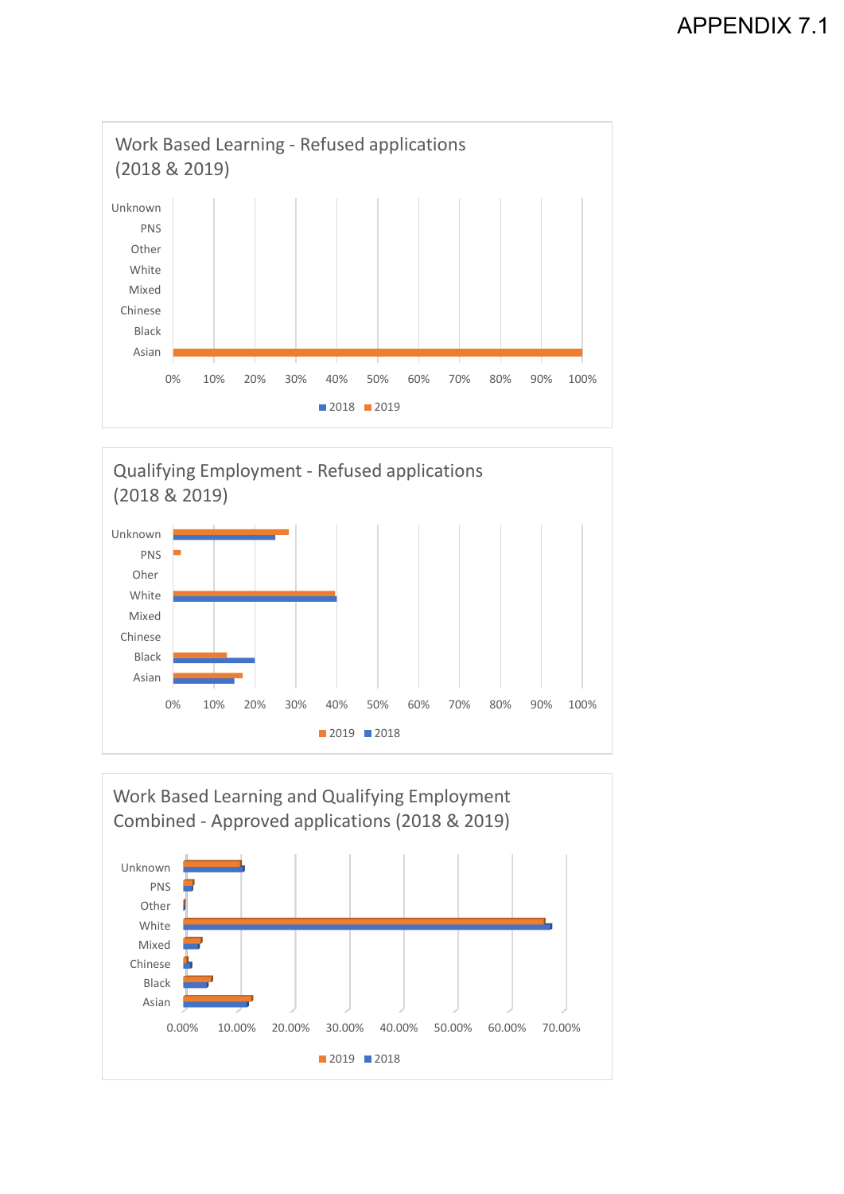APPENDIX 7.1

## Work Based Learning - Refused applications (2018 & 2019)

Unknown
PNS
Other
White
Mixed
Chinese
Black
Asian

0% 10% 20% 30% 40% 50% 60% 70% 80% 90% 100%

2018 2019

## Qualifying Employment - Refused applications (2018 & 2019)

Unknown
PNS
Oher
White
Mixed
Chinese
Black
Asian

0% 10% 20% 30% 40% 50% 60% 70% 80% 90% 100%

2019 2018

## Work Based Learning and Qualifying Employment Combined - Approved applications (2018 & 2019)

Unknown
PNS
Other
White
Mixed
Chinese
Black
Asian

0.00% 10.00% 20.00% 30.00% 40.00% 50.00% 60.00% 70.00%

2019 2018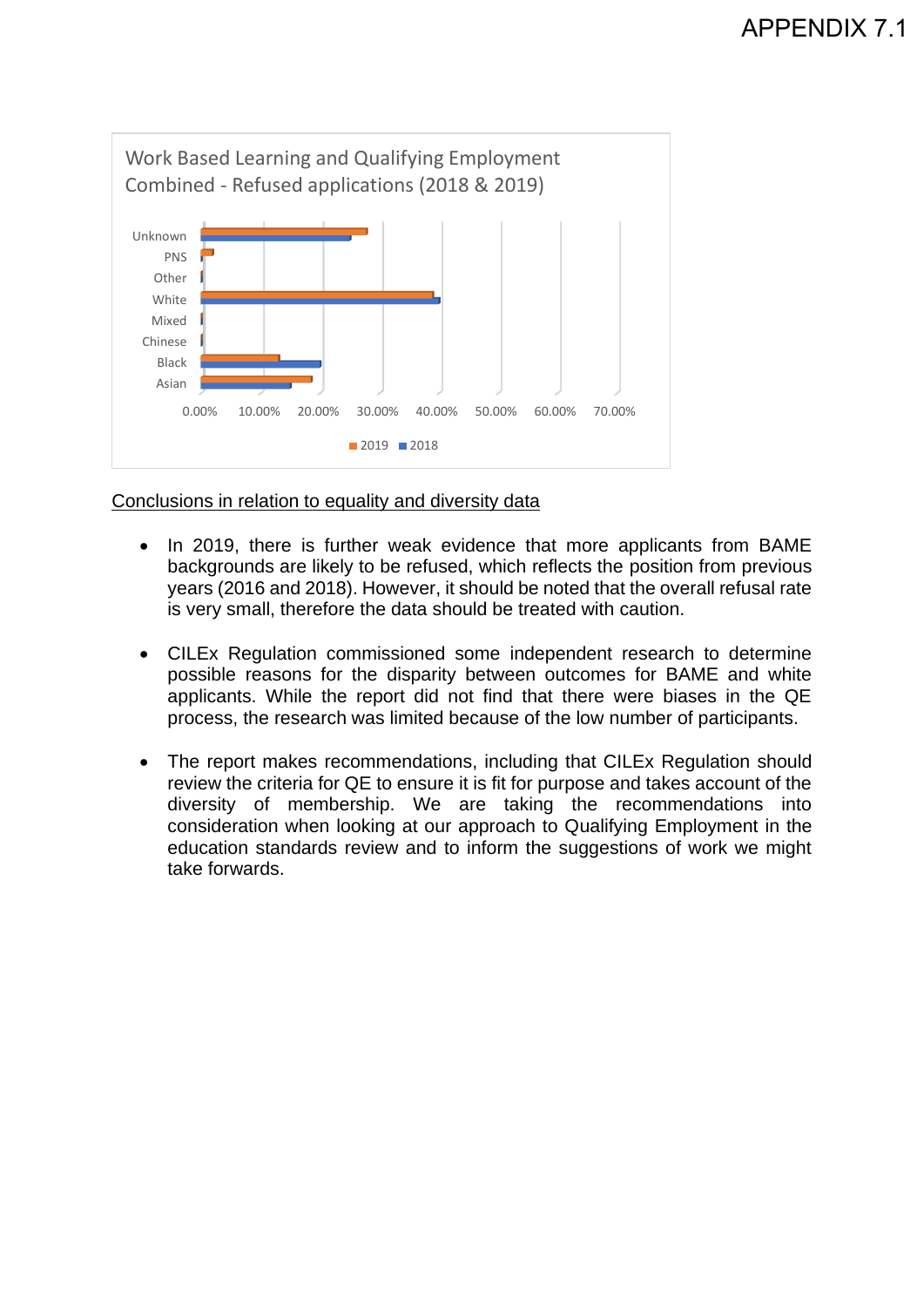APPENDIX 7.1

Work Based Learning and Qualifying Employment Combined - Refused applications (2018 & 2019)

Unknown
PNS
Other
White
Mixed
Chinese
Black
Asian

0.00% 10.00% 20.00% 30.00% 40.00% 50.00% 60.00% 70.00%

2019 2018

Conclusions in relation to equality and diversity data

- In 2019, there is further weak evidence that more applicants from BAME backgrounds are likely to be refused, which reflects the position from previous years (2016 and 2018). However, it should be noted that the overall refusal rate is very small, therefore the data should be treated with caution.

- CILEx Regulation commissioned some independent research to determine possible reasons for the disparity between outcomes for BAME and white applicants. While the report did not find that there were biases in the QE process, the research was limited because of the low number of participants.

- The report makes recommendations, including that CILEx Regulation should review the criteria for QE to ensure it is fit for purpose and takes account of the diversity of membership. We are taking the recommendations into consideration when looking at our approach to Qualifying Employment in the education standards review and to inform the suggestions of work we might take forwards.